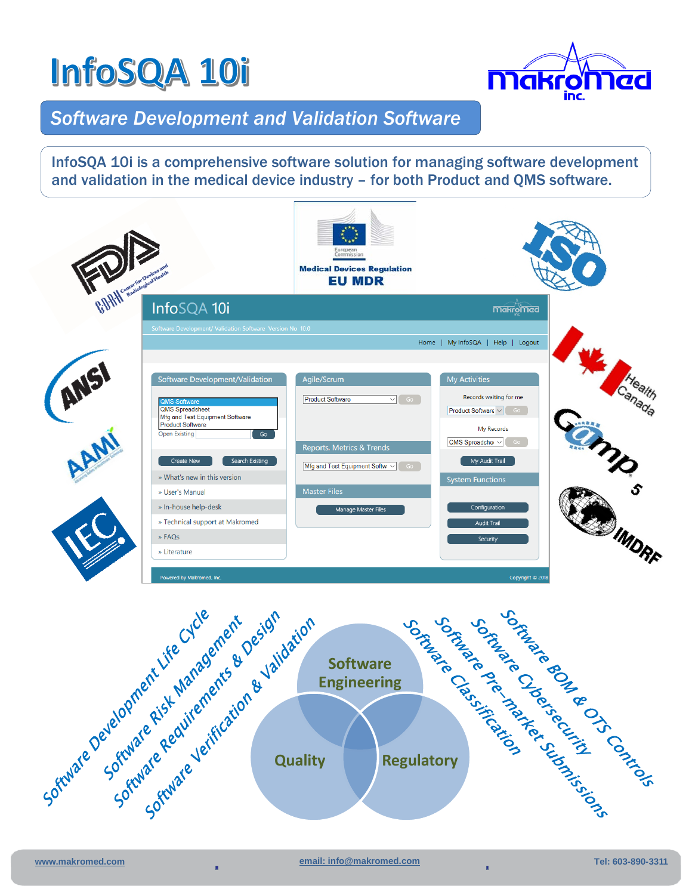# InfoSQA 10i

## *Software Development and Validation Software*

InfoSQA 10i is a comprehensive software solution for managing software development and validation in the medical device industry – for both Product and QMS software.

- Software Development Life Cycle
- Software Risk Management
- Software Requirements & Design
- Software Verification & Validation

**Software Engineering** · **Quality** · **Regulatory**

- Software Classification
- Software Pre-market Submissions
- Software Cybersecurity
- Software BOM & OTS Controls

www.makromed.com email: info@makromed.com Tel: 603-890-3311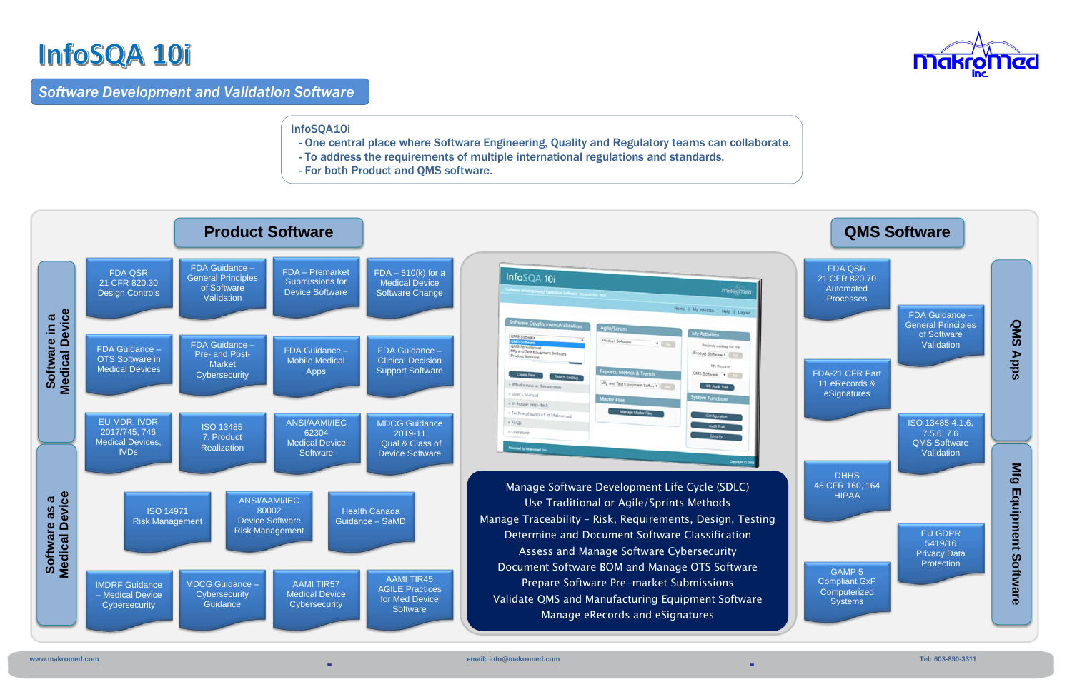# InfoSQA 10i

*Software Development and Validation Software*

InfoSQA10i

- One central place where Software Engineering, Quality and Regulatory teams can collaborate.
- To address the requirements of multiple international regulations and standards.
- For both Product and QMS software.

## Product Software

### Software in a Medical Device

- FDA QSR 21 CFR 820.30 Design Controls
- FDA Guidance – General Principles of Software Validation
- FDA – Premarket Submissions for Device Software
- FDA – 510(k) for a Medical Device Software Change
- FDA Guidance – OTS Software in Medical Devices
- FDA Guidance – Pre- and Post-Market Cybersecurity
- FDA Guidance – Mobile Medical Apps
- FDA Guidance – Clinical Decision Support Software
- EU MDR, IVDR 2017/745, 746 Medical Devices, IVDs
- ISO 13485 7. Product Realization
- ANSI/AAMI/IEC 62304 Medical Device Software
- MDCG Guidance 2019-11 Qual & Class of Device Software

### Software as a Medical Device

- ISO 14971 Risk Management
- ANSI/AAMI/IEC 80002 Device Software Risk Management
- Health Canada Guidance – SaMD
- IMDRF Guidance – Medical Device Cybersecurity
- MDCG Guidance – Cybersecurity Guidance
- AAMI TIR57 Medical Device Cybersecurity
- AAMI TIR45 AGILE Practices for Med Device Software

## QMS Software

### QMS Apps

- FDA QSR 21 CFR 820.70 Automated Processes
- FDA Guidance – General Principles of Software Validation
- FDA-21 CFR Part 11 eRecords & eSignatures
- ISO 13485 4.1.6, 7.5.6, 7.6 QMS Software Validation

### Mfg Equipment Software

- DHHS 45 CFR 160, 164 HIPAA
- EU GDPR 5419/16 Privacy Data Protection
- GAMP 5 Compliant GxP Computerized Systems

## InfoSQA 10i

- Manage Software Development Life Cycle (SDLC)
- Use Traditional or Agile/Sprints Methods
- Manage Traceability – Risk, Requirements, Design, Testing
- Determine and Document Software Classification
- Assess and Manage Software Cybersecurity
- Document Software BOM and Manage OTS Software
- Prepare Software Pre-market Submissions
- Validate QMS and Manufacturing Equipment Software
- Manage eRecords and eSignatures

www.makromed.com - email: info@makromed.com - Tel: 603-890-3311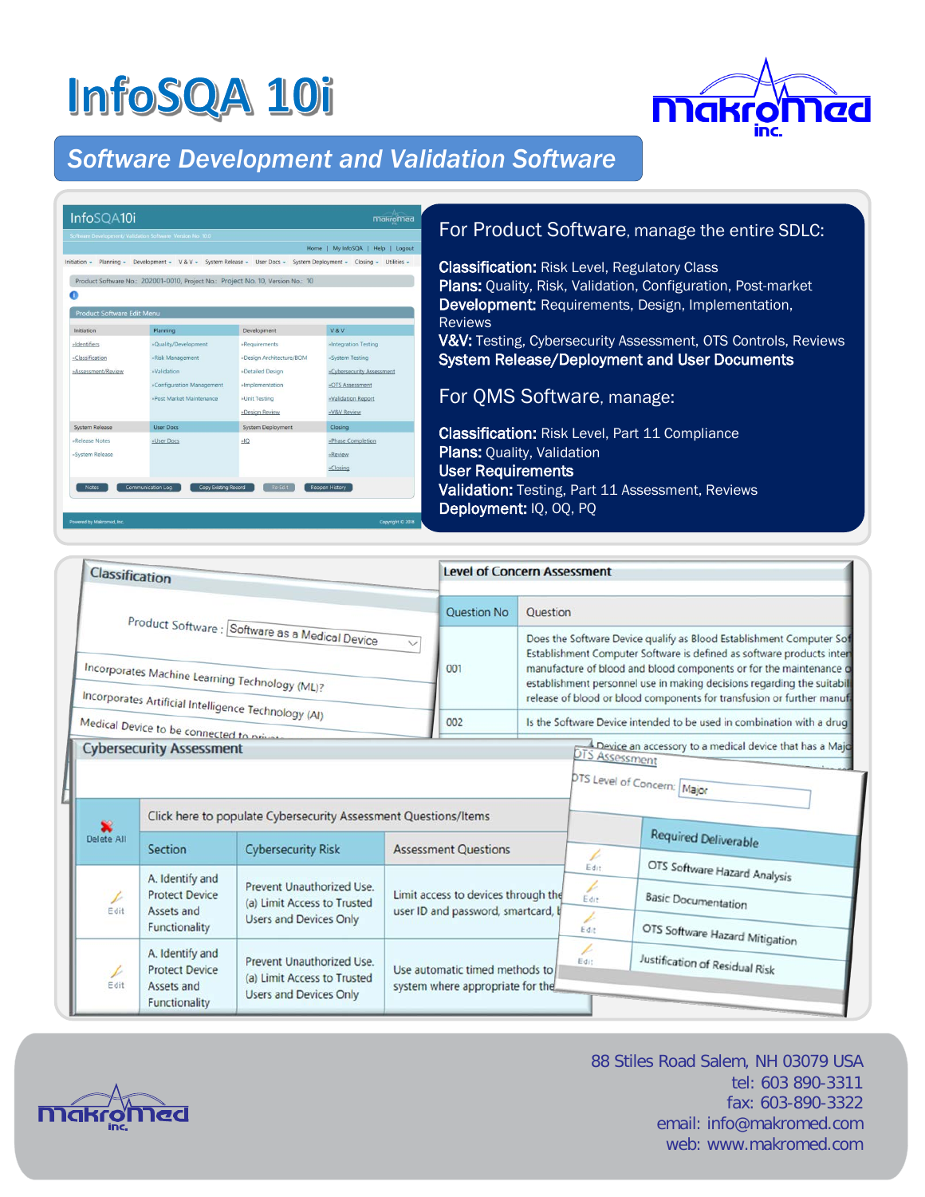# InfoSQA 10i

## *Software Development and Validation Software*

For Product Software, manage the entire SDLC:

**Classification:** Risk Level, Regulatory Class
**Plans:** Quality, Risk, Validation, Configuration, Post-market
**Development:** Requirements, Design, Implementation, Reviews
**V&V:** Testing, Cybersecurity Assessment, OTS Controls, Reviews
**System Release/Deployment and User Documents**

For QMS Software, manage:

**Classification:** Risk Level, Part 11 Compliance
**Plans:** Quality, Validation
**User Requirements**
**Validation:** Testing, Part 11 Assessment, Reviews
**Deployment:** IQ, OQ, PQ

88 Stiles Road Salem, NH 03079 USA
tel: 603 890-3311
fax: 603-890-3322
email: info@makromed.com
web: www.makromed.com